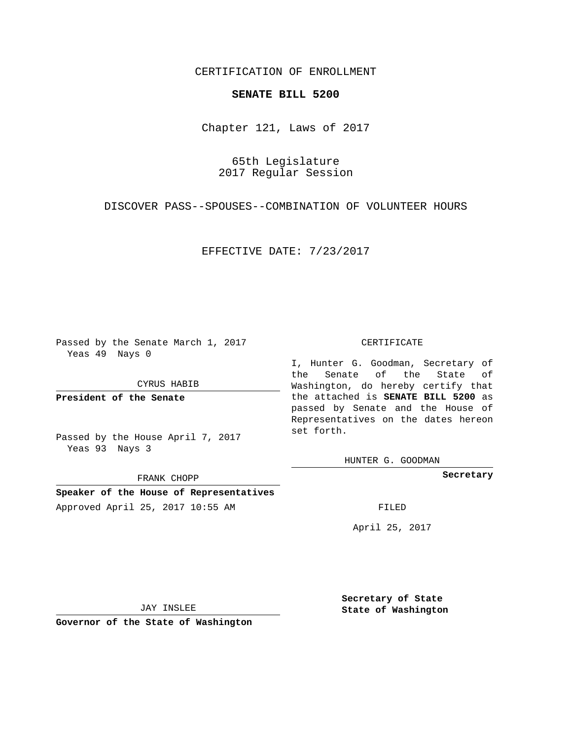CERTIFICATION OF ENROLLMENT

**SENATE BILL 5200**

Chapter 121, Laws of 2017

65th Legislature
2017 Regular Session

DISCOVER PASS--SPOUSES--COMBINATION OF VOLUNTEER HOURS

EFFECTIVE DATE: 7/23/2017

Passed by the Senate March 1, 2017
Yeas 49 Nays 0

CYRUS HABIB

**President of the Senate**

Passed by the House April 7, 2017
Yeas 93 Nays 3

FRANK CHOPP

**Speaker of the House of Representatives**

Approved April 25, 2017 10:55 AM

JAY INSLEE

**Governor of the State of Washington**

CERTIFICATE

I, Hunter G. Goodman, Secretary of the Senate of the State of Washington, do hereby certify that the attached is **SENATE BILL 5200** as passed by Senate and the House of Representatives on the dates hereon set forth.

HUNTER G. GOODMAN

**Secretary**

FILED

April 25, 2017

**Secretary of State**
**State of Washington**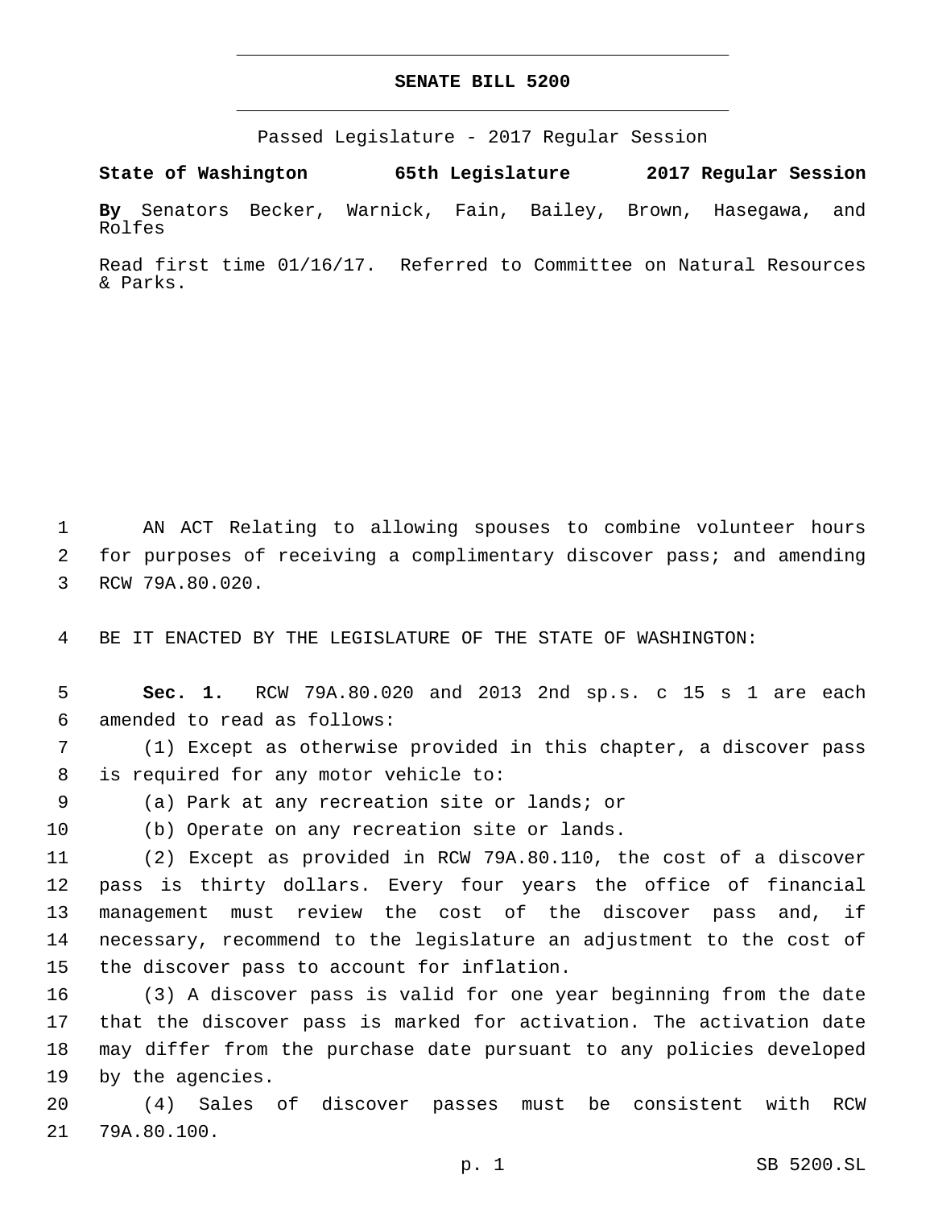# SENATE BILL 5200

Passed Legislature - 2017 Regular Session

**State of Washington 65th Legislature 2017 Regular Session**

**By** Senators Becker, Warnick, Fain, Bailey, Brown, Hasegawa, and Rolfes

Read first time 01/16/17. Referred to Committee on Natural Resources & Parks.

1 AN ACT Relating to allowing spouses to combine volunteer hours
2 for purposes of receiving a complimentary discover pass; and amending
3 RCW 79A.80.020.

4 BE IT ENACTED BY THE LEGISLATURE OF THE STATE OF WASHINGTON:

5 **Sec. 1.** RCW 79A.80.020 and 2013 2nd sp.s. c 15 s 1 are each
6 amended to read as follows:

7 (1) Except as otherwise provided in this chapter, a discover pass
8 is required for any motor vehicle to:

9 (a) Park at any recreation site or lands; or

10 (b) Operate on any recreation site or lands.

11 (2) Except as provided in RCW 79A.80.110, the cost of a discover
12 pass is thirty dollars. Every four years the office of financial
13 management must review the cost of the discover pass and, if
14 necessary, recommend to the legislature an adjustment to the cost of
15 the discover pass to account for inflation.

16 (3) A discover pass is valid for one year beginning from the date
17 that the discover pass is marked for activation. The activation date
18 may differ from the purchase date pursuant to any policies developed
19 by the agencies.

20 (4) Sales of discover passes must be consistent with RCW
21 79A.80.100.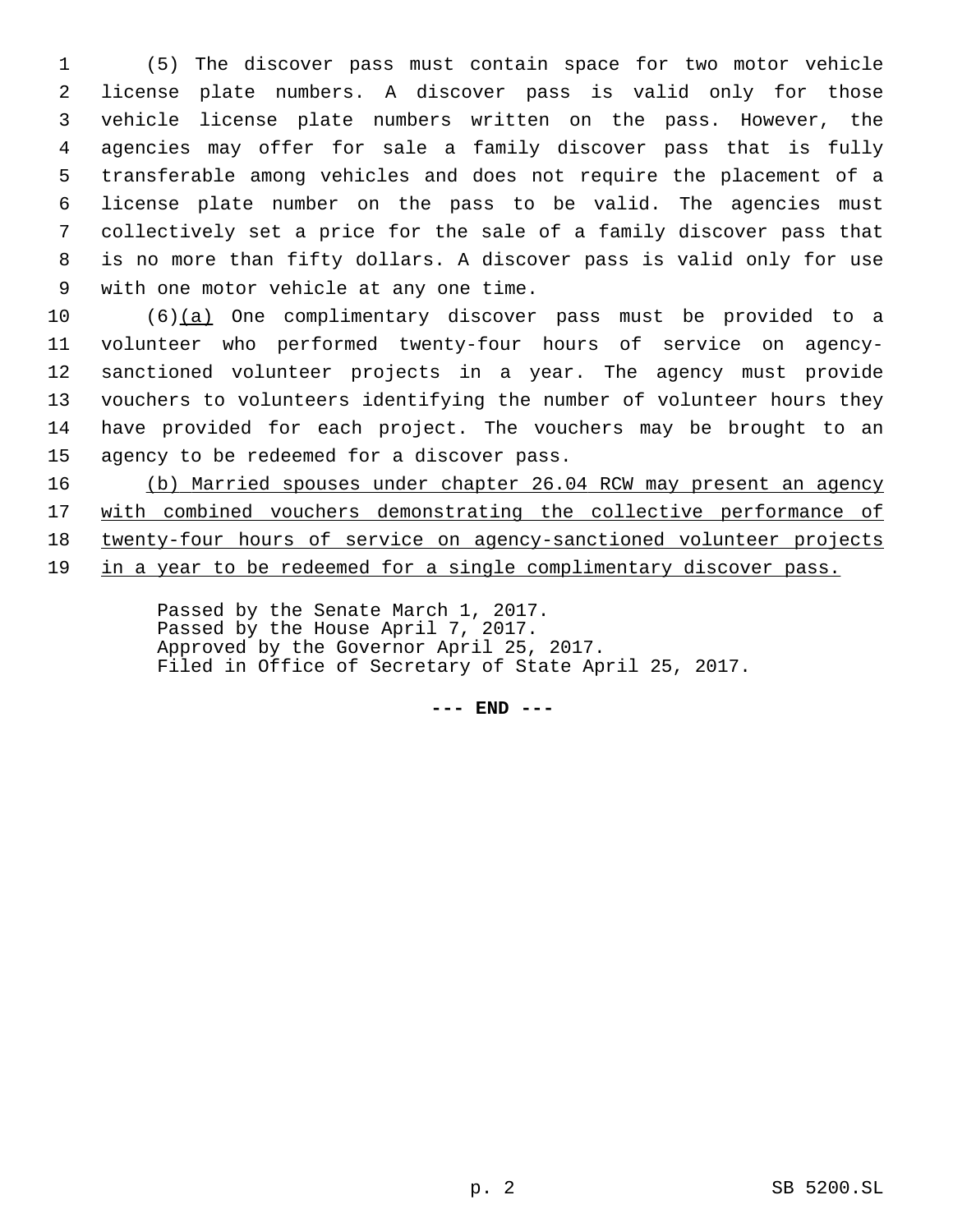(5) The discover pass must contain space for two motor vehicle license plate numbers. A discover pass is valid only for those vehicle license plate numbers written on the pass. However, the agencies may offer for sale a family discover pass that is fully transferable among vehicles and does not require the placement of a license plate number on the pass to be valid. The agencies must collectively set a price for the sale of a family discover pass that is no more than fifty dollars. A discover pass is valid only for use with one motor vehicle at any one time.

(6)<u>(a)</u> One complimentary discover pass must be provided to a volunteer who performed twenty-four hours of service on agency-sanctioned volunteer projects in a year. The agency must provide vouchers to volunteers identifying the number of volunteer hours they have provided for each project. The vouchers may be brought to an agency to be redeemed for a discover pass.

<u>(b) Married spouses under chapter 26.04 RCW may present an agency with combined vouchers demonstrating the collective performance of twenty-four hours of service on agency-sanctioned volunteer projects in a year to be redeemed for a single complimentary discover pass.</u>

Passed by the Senate March 1, 2017.
Passed by the House April 7, 2017.
Approved by the Governor April 25, 2017.
Filed in Office of Secretary of State April 25, 2017.

**--- END ---**